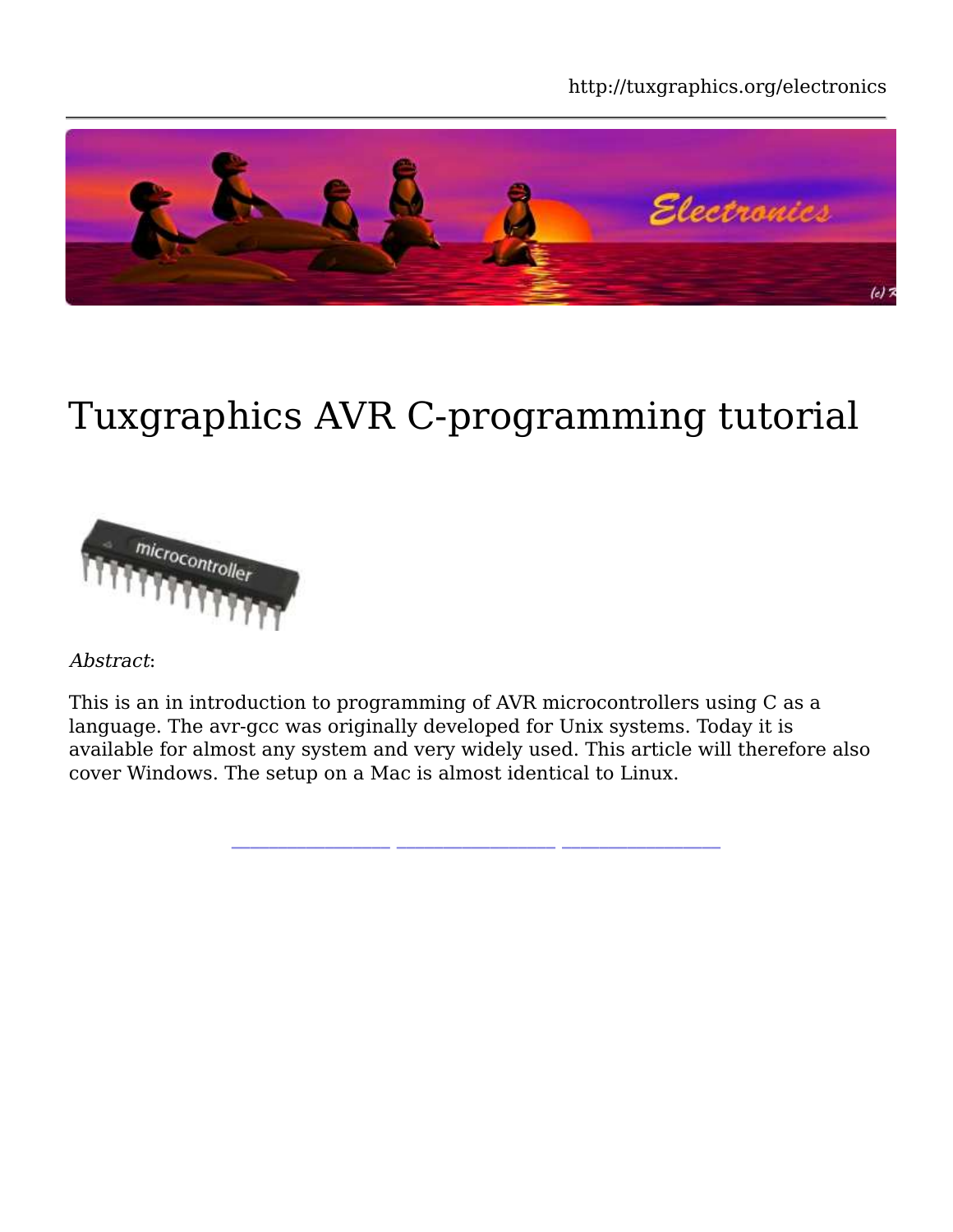http://tuxgraphics.org/electronics

# Tuxgraphics AVR C-programming tutorial

*Abstract*:

This is an in introduction to programming of AVR microcontrollers using C as a language. The avr-gcc was originally developed for Unix systems. Today it is available for almost any system and very widely used. This article will therefore also cover Windows. The setup on a Mac is almost identical to Linux.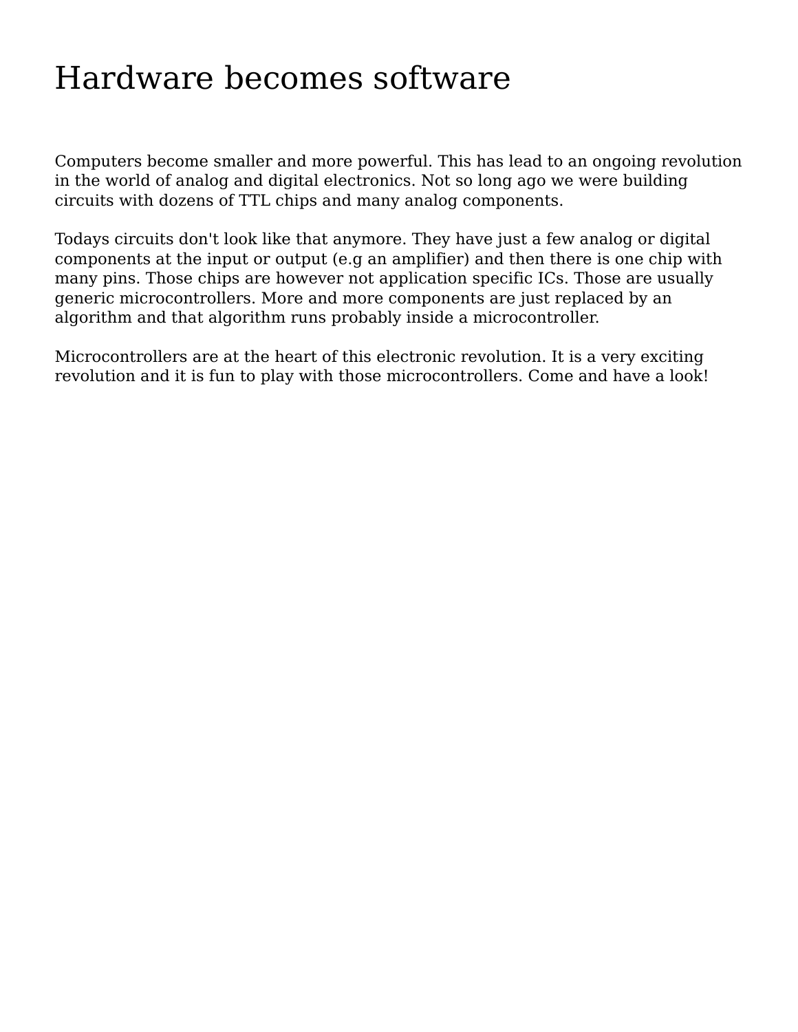# Hardware becomes software

Computers become smaller and more powerful. This has lead to an ongoing revolution in the world of analog and digital electronics. Not so long ago we were building circuits with dozens of TTL chips and many analog components.

Todays circuits don't look like that anymore. They have just a few analog or digital components at the input or output (e.g an amplifier) and then there is one chip with many pins. Those chips are however not application specific ICs. Those are usually generic microcontrollers. More and more components are just replaced by an algorithm and that algorithm runs probably inside a microcontroller.

Microcontrollers are at the heart of this electronic revolution. It is a very exciting revolution and it is fun to play with those microcontrollers. Come and have a look!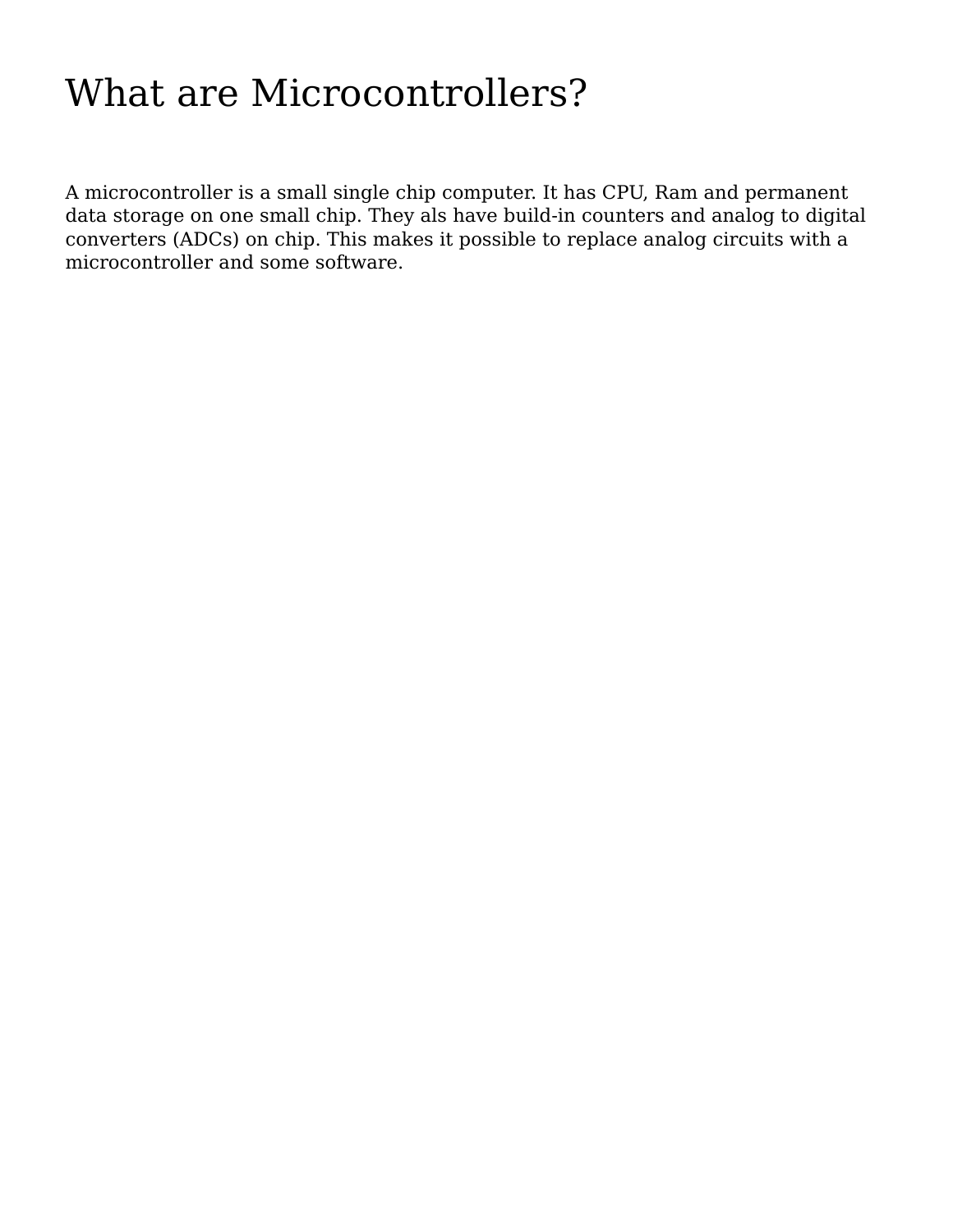# What are Microcontrollers?

A microcontroller is a small single chip computer. It has CPU, Ram and permanent data storage on one small chip. They als have build-in counters and analog to digital converters (ADCs) on chip. This makes it possible to replace analog circuits with a microcontroller and some software.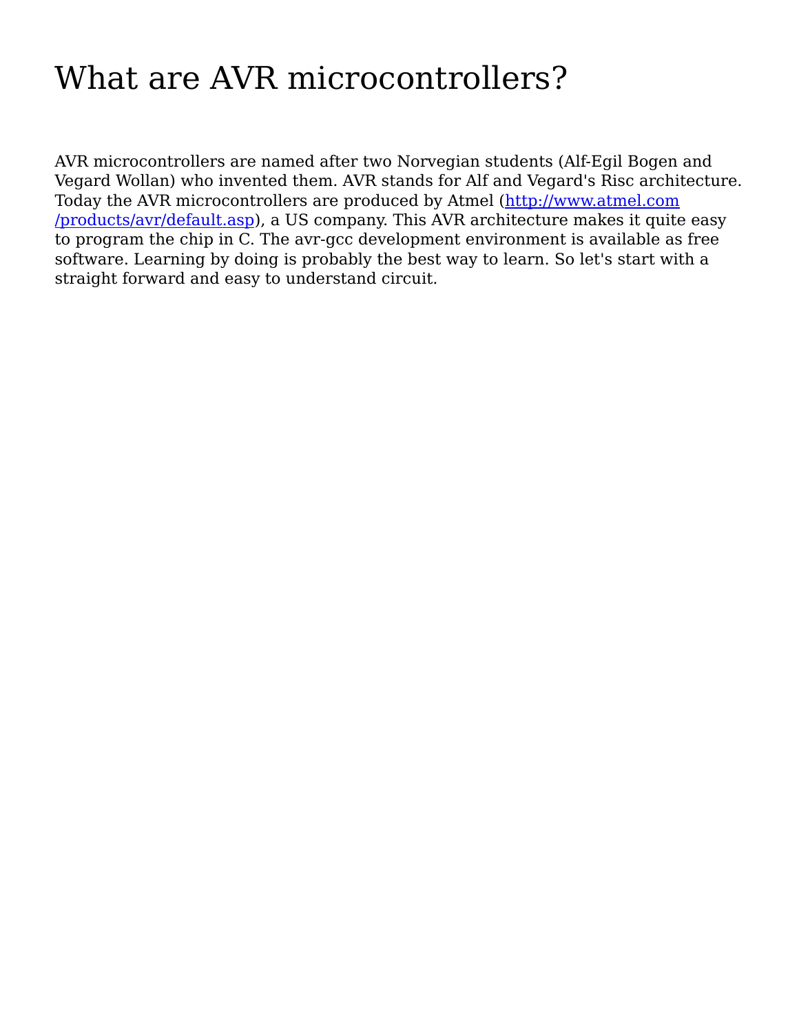# What are AVR microcontrollers?

AVR microcontrollers are named after two Norvegian students (Alf-Egil Bogen and Vegard Wollan) who invented them. AVR stands for Alf and Vegard's Risc architecture. Today the AVR microcontrollers are produced by Atmel ([http://www.atmel.com/products/avr/default.asp](http://www.atmel.com/products/avr/default.asp)), a US company. This AVR architecture makes it quite easy to program the chip in C. The avr-gcc development environment is available as free software. Learning by doing is probably the best way to learn. So let's start with a straight forward and easy to understand circuit.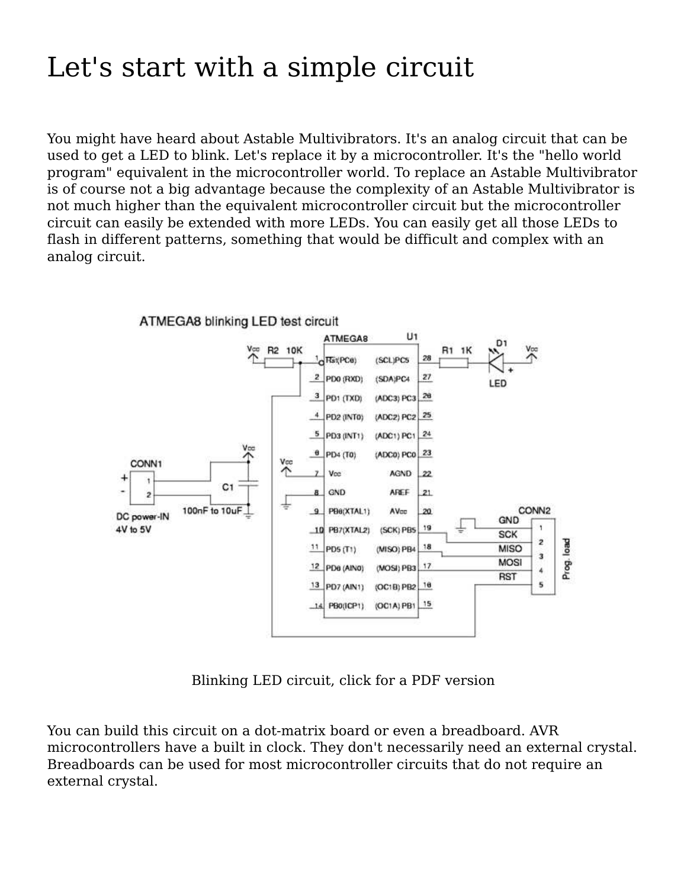# Let's start with a simple circuit

You might have heard about Astable Multivibrators. It's an analog circuit that can be used to get a LED to blink. Let's replace it by a microcontroller. It's the "hello world program" equivalent in the microcontroller world. To replace an Astable Multivibrator is of course not a big advantage because the complexity of an Astable Multivibrator is not much higher than the equivalent microcontroller circuit but the microcontroller circuit can easily be extended with more LEDs. You can easily get all those LEDs to flash in different patterns, something that would be difficult and complex with an analog circuit.

Blinking LED circuit, click for a PDF version

You can build this circuit on a dot-matrix board or even a breadboard. AVR microcontrollers have a built in clock. They don't necessarily need an external crystal. Breadboards can be used for most microcontroller circuits that do not require an external crystal.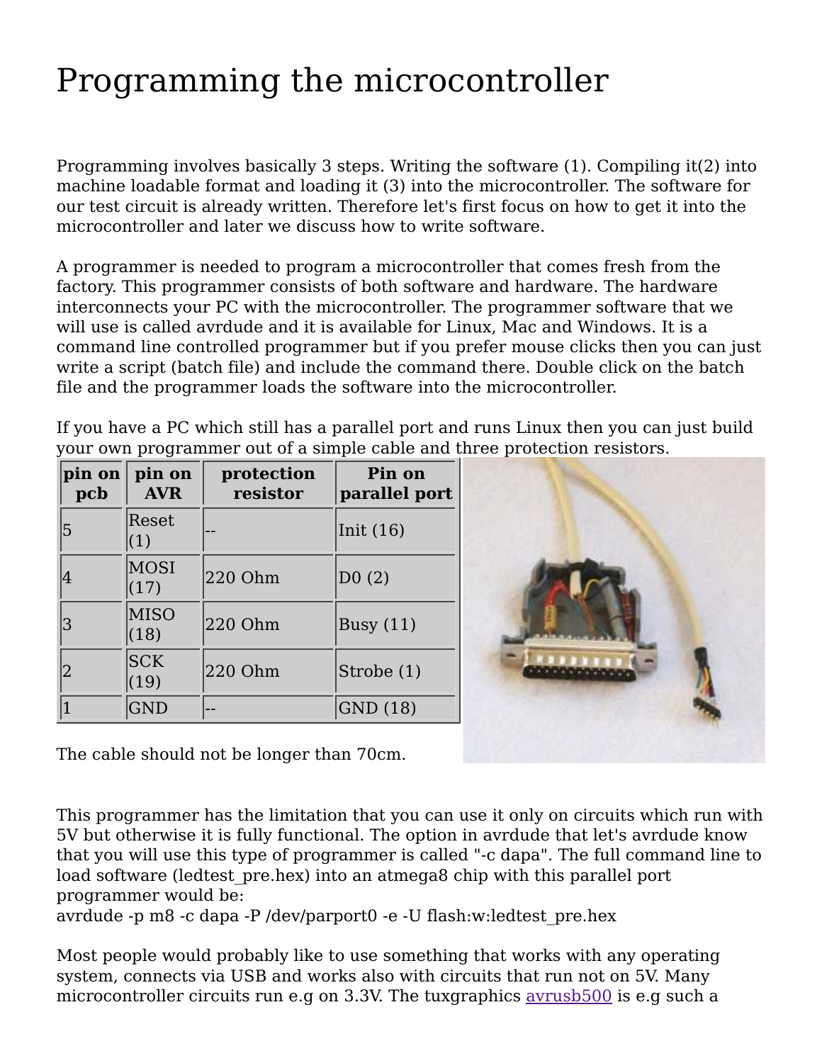# Programming the microcontroller

Programming involves basically 3 steps. Writing the software (1). Compiling it(2) into machine loadable format and loading it (3) into the microcontroller. The software for our test circuit is already written. Therefore let's first focus on how to get it into the microcontroller and later we discuss how to write software.

A programmer is needed to program a microcontroller that comes fresh from the factory. This programmer consists of both software and hardware. The hardware interconnects your PC with the microcontroller. The programmer software that we will use is called avrdude and it is available for Linux, Mac and Windows. It is a command line controlled programmer but if you prefer mouse clicks then you can just write a script (batch file) and include the command there. Double click on the batch file and the programmer loads the software into the microcontroller.

If you have a PC which still has a parallel port and runs Linux then you can just build your own programmer out of a simple cable and three protection resistors.

| pin on pcb | pin on AVR | protection resistor | Pin on parallel port |
|---|---|---|---|
| 5 | Reset (1) | -- | Init (16) |
| 4 | MOSI (17) | 220 Ohm | D0 (2) |
| 3 | MISO (18) | 220 Ohm | Busy (11) |
| 2 | SCK (19) | 220 Ohm | Strobe (1) |
| 1 | GND | -- | GND (18) |

The cable should not be longer than 70cm.

This programmer has the limitation that you can use it only on circuits which run with 5V but otherwise it is fully functional. The option in avrdude that let's avrdude know that you will use this type of programmer is called "-c dapa". The full command line to load software (ledtest_pre.hex) into an atmega8 chip with this parallel port programmer would be:

```
avrdude -p m8 -c dapa -P /dev/parport0 -e -U flash:w:ledtest_pre.hex
```

Most people would probably like to use something that works with any operating system, connects via USB and works also with circuits that run not on 5V. Many microcontroller circuits run e.g on 3.3V. The tuxgraphics avrusb500 is e.g such a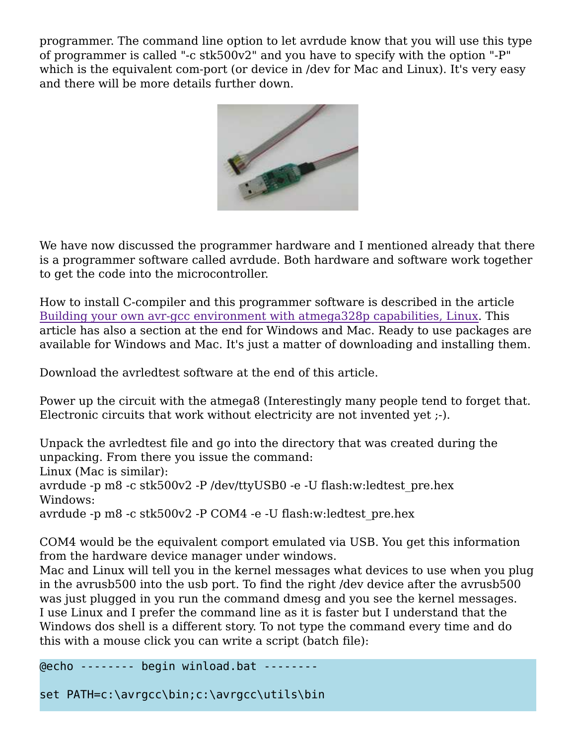programmer. The command line option to let avrdude know that you will use this type of programmer is called "-c stk500v2" and you have to specify with the option "-P" which is the equivalent com-port (or device in /dev for Mac and Linux). It's very easy and there will be more details further down.

We have now discussed the programmer hardware and I mentioned already that there is a programmer software called avrdude. Both hardware and software work together to get the code into the microcontroller.

How to install C-compiler and this programmer software is described in the article Building your own avr-gcc environment with atmega328p capabilities, Linux. This article has also a section at the end for Windows and Mac. Ready to use packages are available for Windows and Mac. It's just a matter of downloading and installing them.

Download the avrledtest software at the end of this article.

Power up the circuit with the atmega8 (Interestingly many people tend to forget that. Electronic circuits that work without electricity are not invented yet ;-).

Unpack the avrledtest file and go into the directory that was created during the unpacking. From there you issue the command:
Linux (Mac is similar):
avrdude -p m8 -c stk500v2 -P /dev/ttyUSB0 -e -U flash:w:ledtest_pre.hex
Windows:
avrdude -p m8 -c stk500v2 -P COM4 -e -U flash:w:ledtest_pre.hex

COM4 would be the equivalent comport emulated via USB. You get this information from the hardware device manager under windows.
Mac and Linux will tell you in the kernel messages what devices to use when you plug in the avrusb500 into the usb port. To find the right /dev device after the avrusb500 was just plugged in you run the command dmesg and you see the kernel messages.
I use Linux and I prefer the command line as it is faster but I understand that the Windows dos shell is a different story. To not type the command every time and do this with a mouse click you can write a script (batch file):

```
@echo -------- begin winload.bat --------

set PATH=c:\avrgcc\bin;c:\avrgcc\utils\bin
```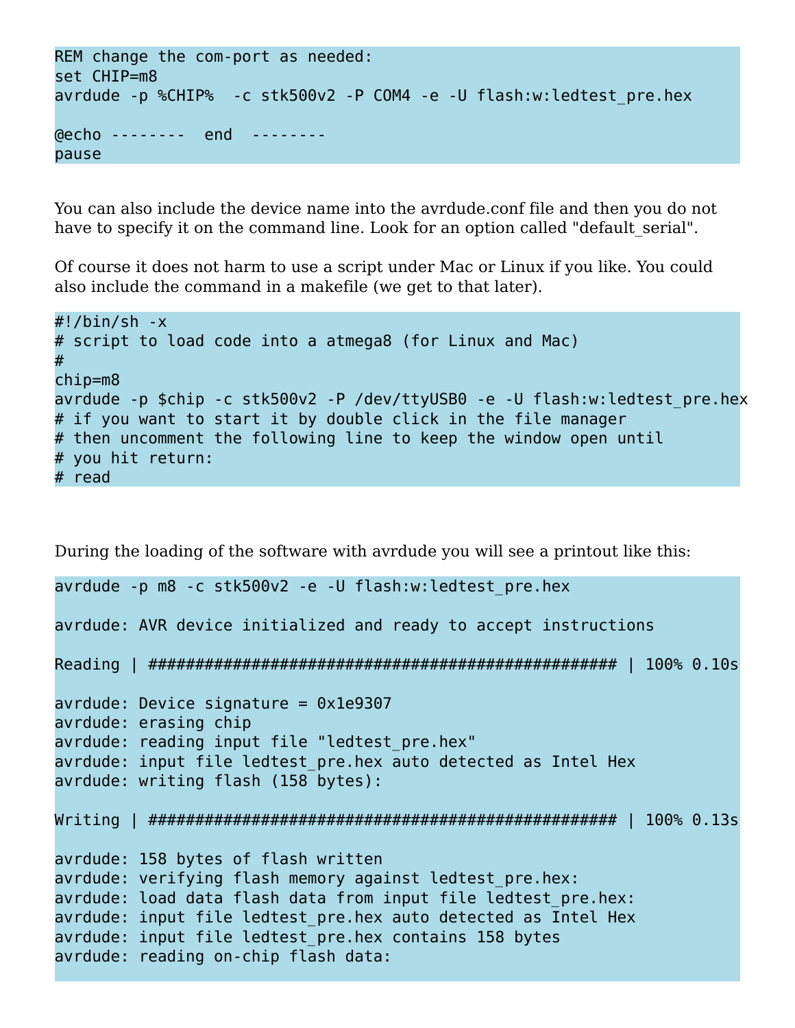```
REM change the com-port as needed:
set CHIP=m8
avrdude -p %CHIP%  -c stk500v2 -P COM4 -e -U flash:w:ledtest_pre.hex

@echo --------  end  --------
pause
```

You can also include the device name into the avrdude.conf file and then you do not have to specify it on the command line. Look for an option called "default_serial".

Of course it does not harm to use a script under Mac or Linux if you like. You could also include the command in a makefile (we get to that later).

```
#!/bin/sh -x
# script to load code into a atmega8 (for Linux and Mac)
#
chip=m8
avrdude -p $chip -c stk500v2 -P /dev/ttyUSB0 -e -U flash:w:ledtest_pre.hex
# if you want to start it by double click in the file manager
# then uncomment the following line to keep the window open until
# you hit return:
# read
```

During the loading of the software with avrdude you will see a printout like this:

```
avrdude -p m8 -c stk500v2 -e -U flash:w:ledtest_pre.hex

avrdude: AVR device initialized and ready to accept instructions

Reading | ################################################## | 100% 0.10s

avrdude: Device signature = 0x1e9307
avrdude: erasing chip
avrdude: reading input file "ledtest_pre.hex"
avrdude: input file ledtest_pre.hex auto detected as Intel Hex
avrdude: writing flash (158 bytes):

Writing | ################################################## | 100% 0.13s

avrdude: 158 bytes of flash written
avrdude: verifying flash memory against ledtest_pre.hex:
avrdude: load data flash data from input file ledtest_pre.hex:
avrdude: input file ledtest_pre.hex auto detected as Intel Hex
avrdude: input file ledtest_pre.hex contains 158 bytes
avrdude: reading on-chip flash data:
```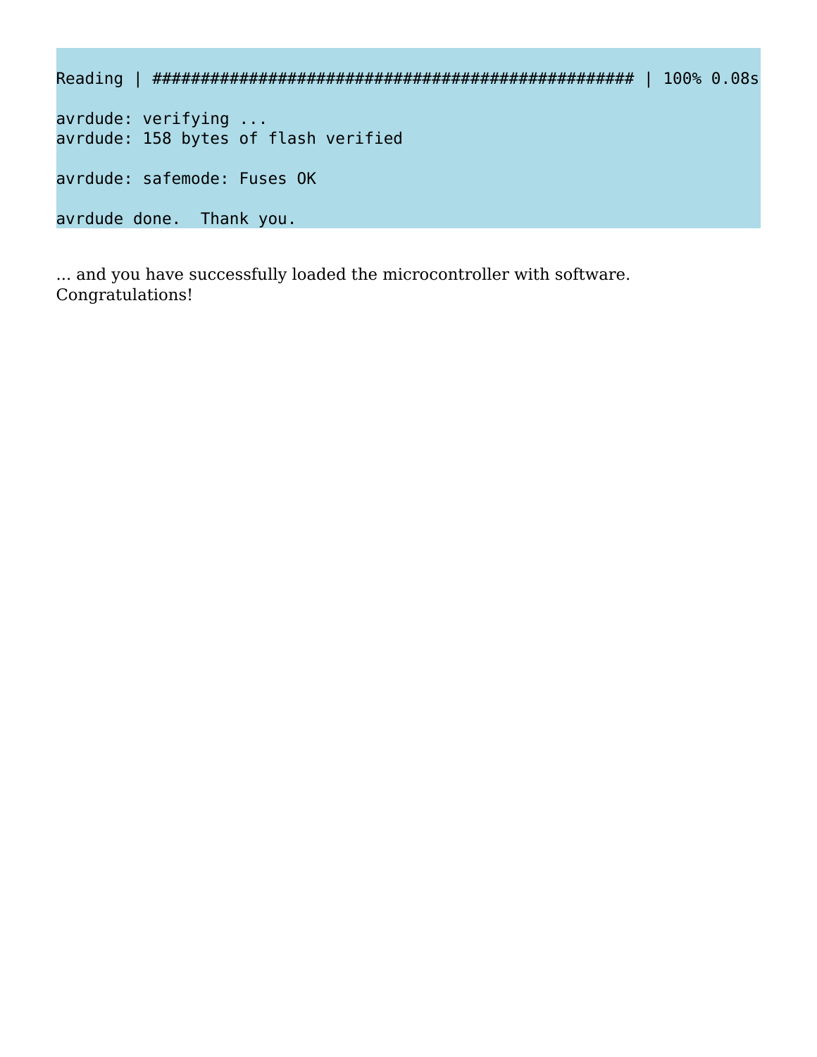```
Reading | ################################################## | 100% 0.08s

avrdude: verifying ...
avrdude: 158 bytes of flash verified

avrdude: safemode: Fuses OK

avrdude done.  Thank you.
```

... and you have successfully loaded the microcontroller with software. Congratulations!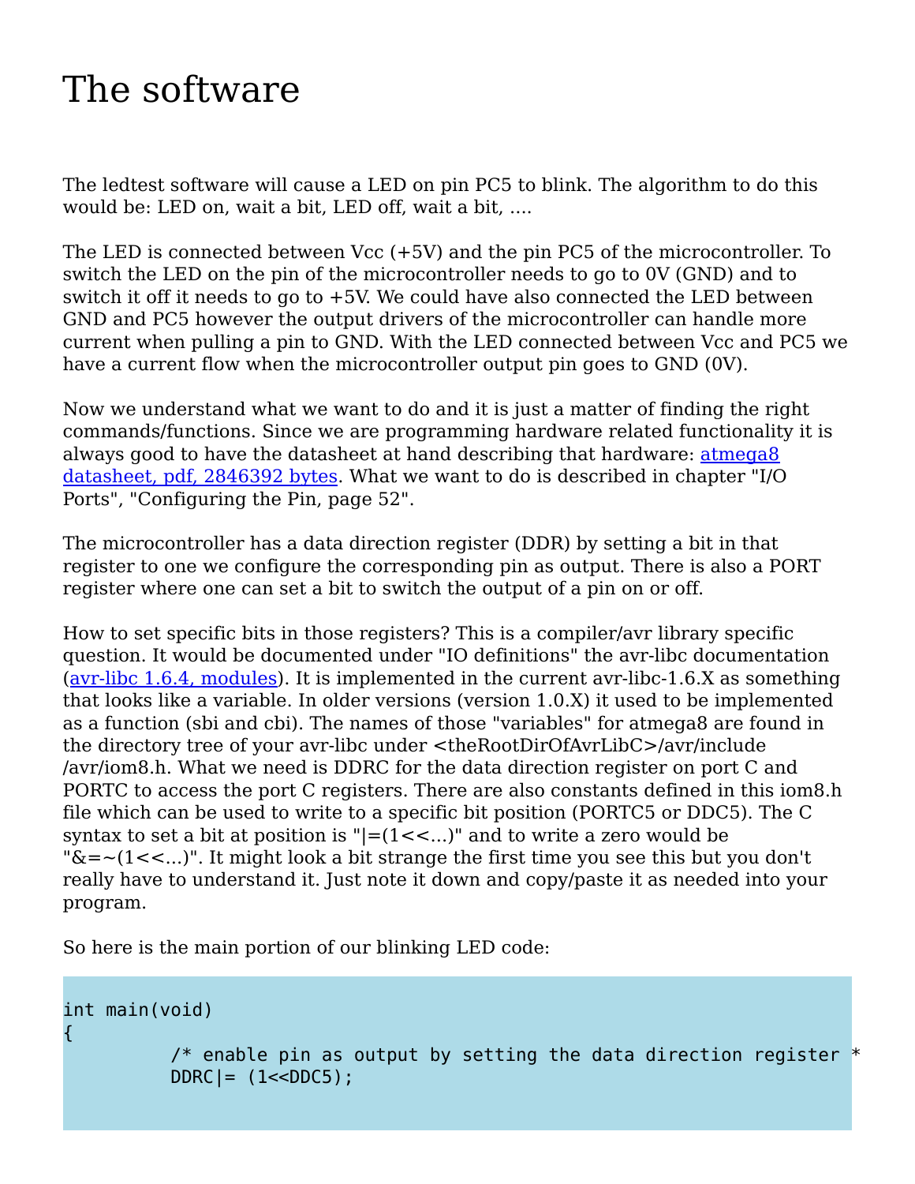# The software

The ledtest software will cause a LED on pin PC5 to blink. The algorithm to do this would be: LED on, wait a bit, LED off, wait a bit, ....

The LED is connected between Vcc (+5V) and the pin PC5 of the microcontroller. To switch the LED on the pin of the microcontroller needs to go to 0V (GND) and to switch it off it needs to go to +5V. We could have also connected the LED between GND and PC5 however the output drivers of the microcontroller can handle more current when pulling a pin to GND. With the LED connected between Vcc and PC5 we have a current flow when the microcontroller output pin goes to GND (0V).

Now we understand what we want to do and it is just a matter of finding the right commands/functions. Since we are programming hardware related functionality it is always good to have the datasheet at hand describing that hardware: atmega8 datasheet, pdf, 2846392 bytes. What we want to do is described in chapter "I/O Ports", "Configuring the Pin, page 52".

The microcontroller has a data direction register (DDR) by setting a bit in that register to one we configure the corresponding pin as output. There is also a PORT register where one can set a bit to switch the output of a pin on or off.

How to set specific bits in those registers? This is a compiler/avr library specific question. It would be documented under "IO definitions" the avr-libc documentation (avr-libc 1.6.4, modules). It is implemented in the current avr-libc-1.6.X as something that looks like a variable. In older versions (version 1.0.X) it used to be implemented as a function (sbi and cbi). The names of those "variables" for atmega8 are found in the directory tree of your avr-libc under <theRootDirOfAvrLibC>/avr/include /avr/iom8.h. What we need is DDRC for the data direction register on port C and PORTC to access the port C registers. There are also constants defined in this iom8.h file which can be used to write to a specific bit position (PORTC5 or DDC5). The C syntax to set a bit at position is "|=(1<<...)" and to write a zero would be "&=~(1<<...)". It might look a bit strange the first time you see this but you don't really have to understand it. Just note it down and copy/paste it as needed into your program.

So here is the main portion of our blinking LED code:

```
int main(void)
{
        /* enable pin as output by setting the data direction register *
        DDRC|= (1<<DDC5);
```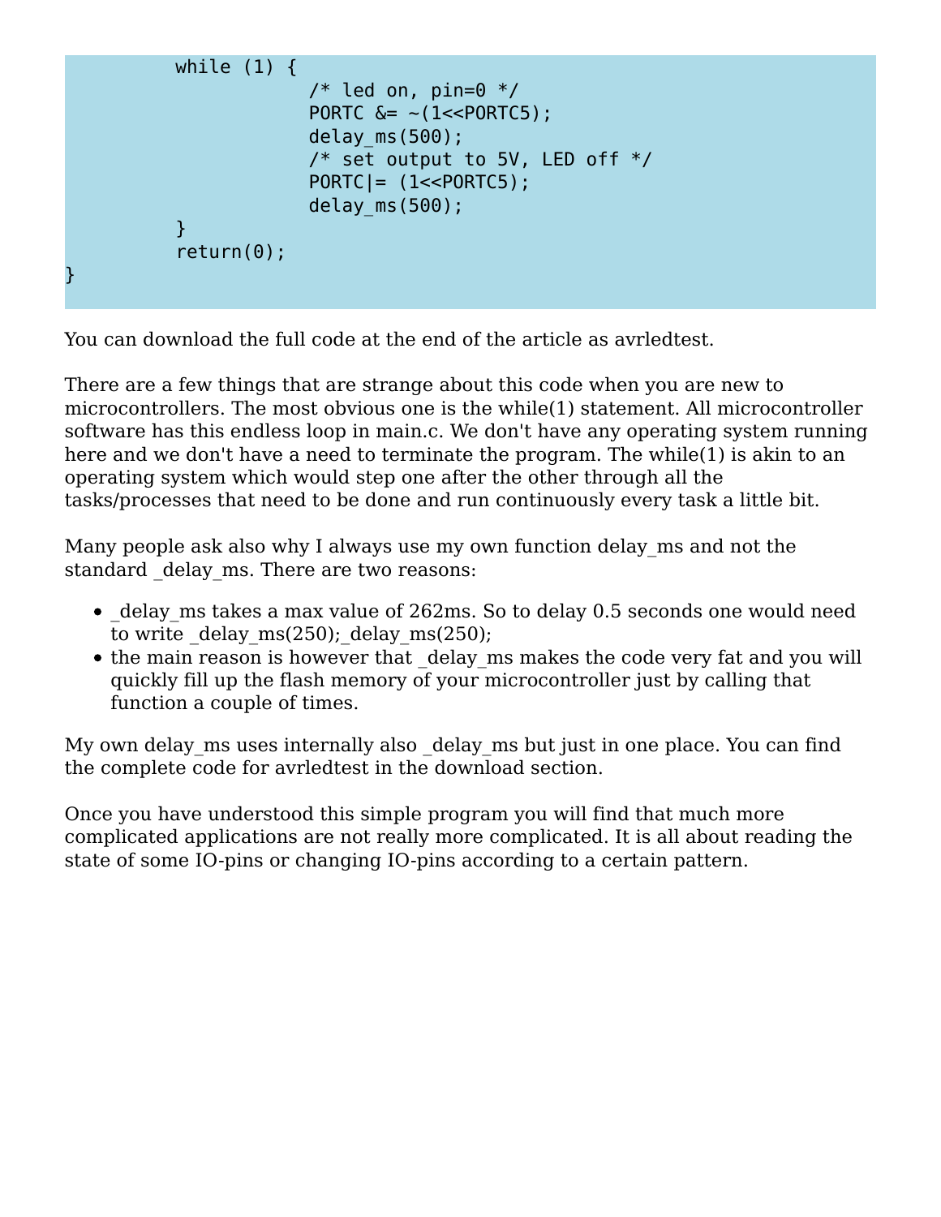```
        while (1) {
                /* led on, pin=0 */
                PORTC &= ~(1<<PORTC5);
                delay_ms(500);
                /* set output to 5V, LED off */
                PORTC|= (1<<PORTC5);
                delay_ms(500);
        }
        return(0);
}
```

You can download the full code at the end of the article as avrledtest.

There are a few things that are strange about this code when you are new to microcontrollers. The most obvious one is the while(1) statement. All microcontroller software has this endless loop in main.c. We don't have any operating system running here and we don't have a need to terminate the program. The while(1) is akin to an operating system which would step one after the other through all the tasks/processes that need to be done and run continuously every task a little bit.

Many people ask also why I always use my own function delay_ms and not the standard _delay_ms. There are two reasons:

- _delay_ms takes a max value of 262ms. So to delay 0.5 seconds one would need to write _delay_ms(250);_delay_ms(250);
- the main reason is however that _delay_ms makes the code very fat and you will quickly fill up the flash memory of your microcontroller just by calling that function a couple of times.

My own delay_ms uses internally also _delay_ms but just in one place. You can find the complete code for avrledtest in the download section.

Once you have understood this simple program you will find that much more complicated applications are not really more complicated. It is all about reading the state of some IO-pins or changing IO-pins according to a certain pattern.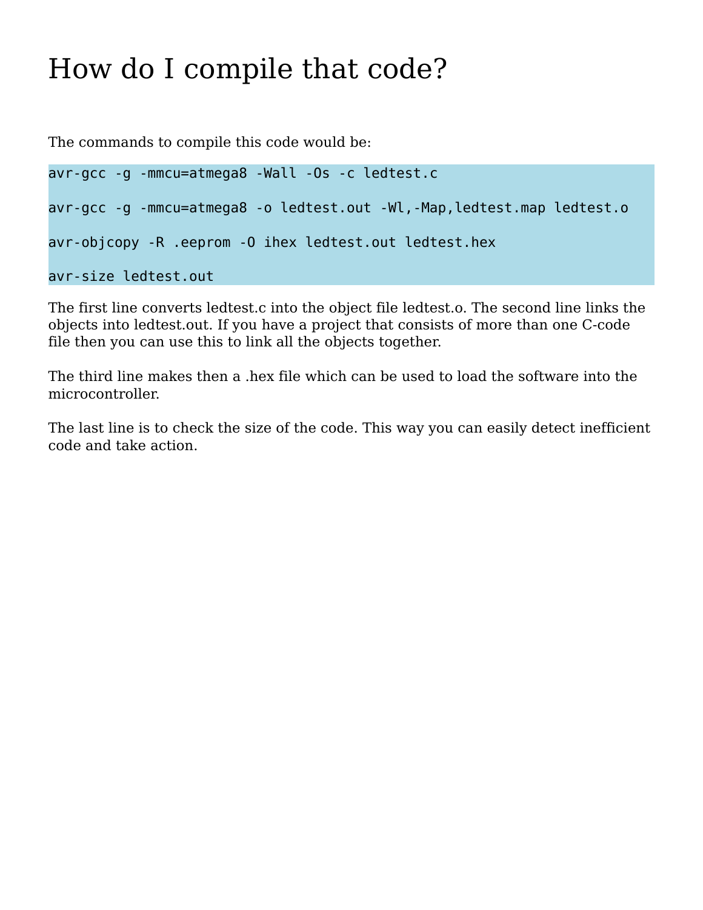# How do I compile that code?

The commands to compile this code would be:

```
avr-gcc -g -mmcu=atmega8 -Wall -Os -c ledtest.c

avr-gcc -g -mmcu=atmega8 -o ledtest.out -Wl,-Map,ledtest.map ledtest.o

avr-objcopy -R .eeprom -O ihex ledtest.out ledtest.hex

avr-size ledtest.out
```

The first line converts ledtest.c into the object file ledtest.o. The second line links the objects into ledtest.out. If you have a project that consists of more than one C-code file then you can use this to link all the objects together.

The third line makes then a .hex file which can be used to load the software into the microcontroller.

The last line is to check the size of the code. This way you can easily detect inefficient code and take action.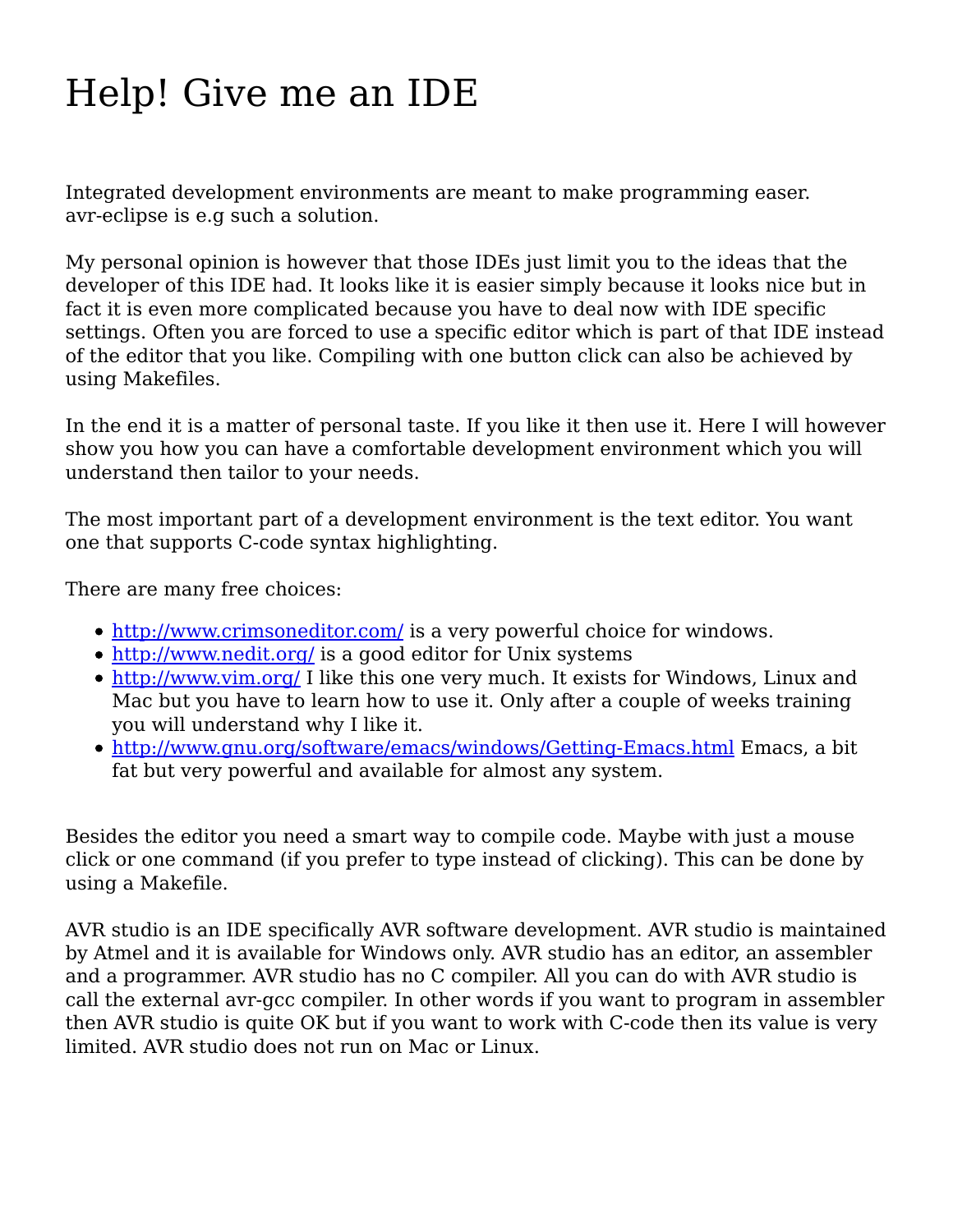# Help! Give me an IDE

Integrated development environments are meant to make programming easer. avr-eclipse is e.g such a solution.

My personal opinion is however that those IDEs just limit you to the ideas that the developer of this IDE had. It looks like it is easier simply because it looks nice but in fact it is even more complicated because you have to deal now with IDE specific settings. Often you are forced to use a specific editor which is part of that IDE instead of the editor that you like. Compiling with one button click can also be achieved by using Makefiles.

In the end it is a matter of personal taste. If you like it then use it. Here I will however show you how you can have a comfortable development environment which you will understand then tailor to your needs.

The most important part of a development environment is the text editor. You want one that supports C-code syntax highlighting.

There are many free choices:

- [http://www.crimsoneditor.com/](http://www.crimsoneditor.com/) is a very powerful choice for windows.
- [http://www.nedit.org/](http://www.nedit.org/) is a good editor for Unix systems
- [http://www.vim.org/](http://www.vim.org/) I like this one very much. It exists for Windows, Linux and Mac but you have to learn how to use it. Only after a couple of weeks training you will understand why I like it.
- [http://www.gnu.org/software/emacs/windows/Getting-Emacs.html](http://www.gnu.org/software/emacs/windows/Getting-Emacs.html) Emacs, a bit fat but very powerful and available for almost any system.

Besides the editor you need a smart way to compile code. Maybe with just a mouse click or one command (if you prefer to type instead of clicking). This can be done by using a Makefile.

AVR studio is an IDE specifically AVR software development. AVR studio is maintained by Atmel and it is available for Windows only. AVR studio has an editor, an assembler and a programmer. AVR studio has no C compiler. All you can do with AVR studio is call the external avr-gcc compiler. In other words if you want to program in assembler then AVR studio is quite OK but if you want to work with C-code then its value is very limited. AVR studio does not run on Mac or Linux.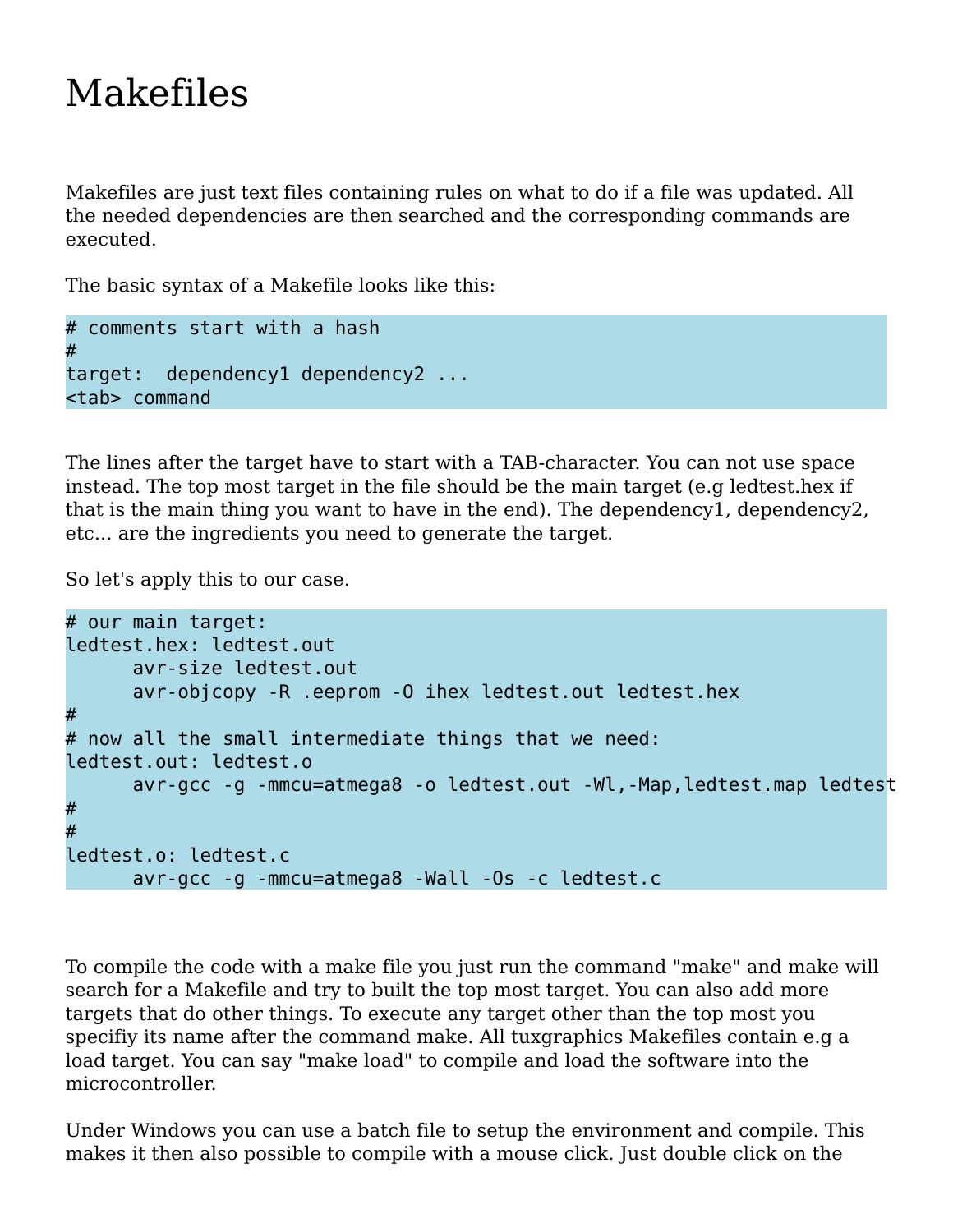# Makefiles

Makefiles are just text files containing rules on what to do if a file was updated. All the needed dependencies are then searched and the corresponding commands are executed.

The basic syntax of a Makefile looks like this:

```
# comments start with a hash
#
target:  dependency1 dependency2 ...
<tab> command
```

The lines after the target have to start with a TAB-character. You can not use space instead. The top most target in the file should be the main target (e.g ledtest.hex if that is the main thing you want to have in the end). The dependency1, dependency2, etc... are the ingredients you need to generate the target.

So let's apply this to our case.

```
# our main target:
ledtest.hex: ledtest.out
	avr-size ledtest.out
	avr-objcopy -R .eeprom -O ihex ledtest.out ledtest.hex
#
# now all the small intermediate things that we need:
ledtest.out: ledtest.o
	avr-gcc -g -mmcu=atmega8 -o ledtest.out -Wl,-Map,ledtest.map ledtest
#
#
ledtest.o: ledtest.c
	avr-gcc -g -mmcu=atmega8 -Wall -Os -c ledtest.c
```

To compile the code with a make file you just run the command "make" and make will search for a Makefile and try to built the top most target. You can also add more targets that do other things. To execute any target other than the top most you specifiy its name after the command make. All tuxgraphics Makefiles contain e.g a load target. You can say "make load" to compile and load the software into the microcontroller.

Under Windows you can use a batch file to setup the environment and compile. This makes it then also possible to compile with a mouse click. Just double click on the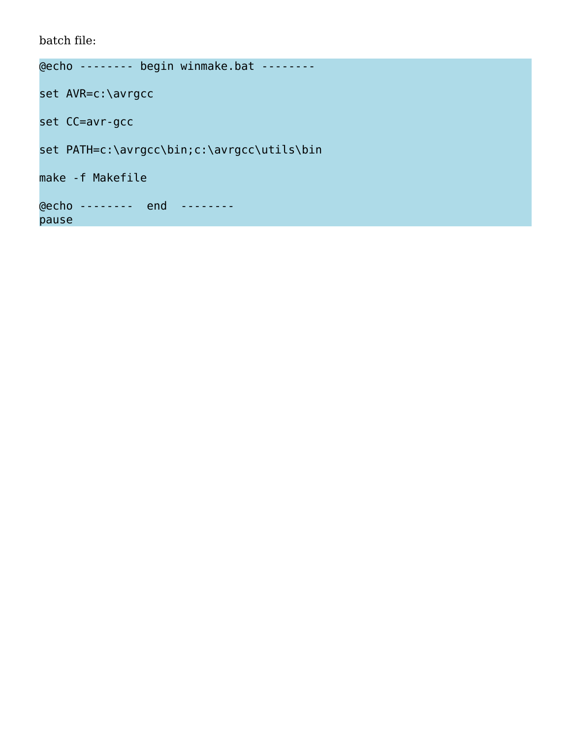batch file:

```
@echo -------- begin winmake.bat --------

set AVR=c:\avrgcc

set CC=avr-gcc

set PATH=c:\avrgcc\bin;c:\avrgcc\utils\bin

make -f Makefile

@echo --------  end  --------
pause
```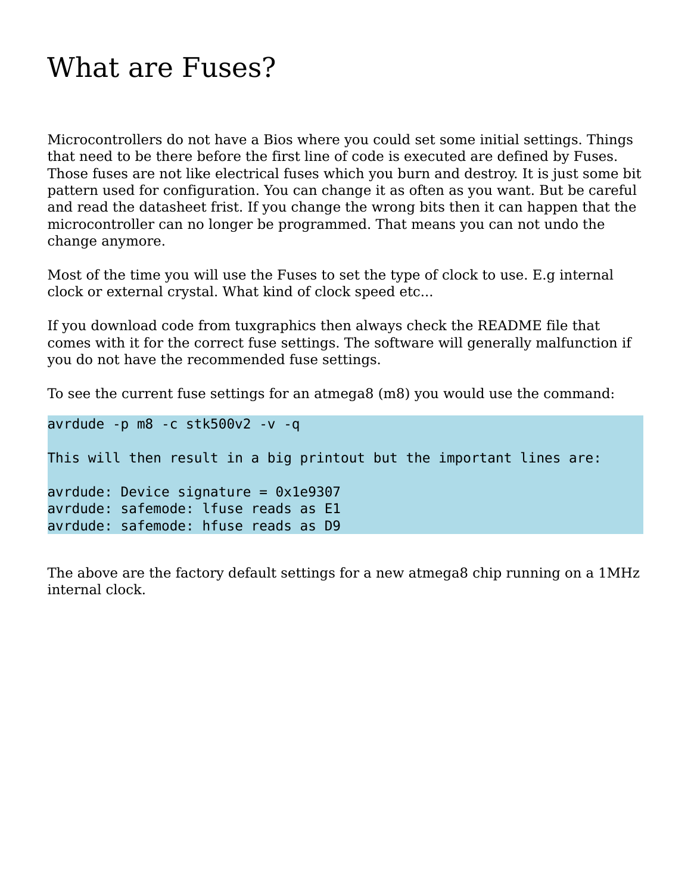# What are Fuses?

Microcontrollers do not have a Bios where you could set some initial settings. Things that need to be there before the first line of code is executed are defined by Fuses. Those fuses are not like electrical fuses which you burn and destroy. It is just some bit pattern used for configuration. You can change it as often as you want. But be careful and read the datasheet frist. If you change the wrong bits then it can happen that the microcontroller can no longer be programmed. That means you can not undo the change anymore.

Most of the time you will use the Fuses to set the type of clock to use. E.g internal clock or external crystal. What kind of clock speed etc...

If you download code from tuxgraphics then always check the README file that comes with it for the correct fuse settings. The software will generally malfunction if you do not have the recommended fuse settings.

To see the current fuse settings for an atmega8 (m8) you would use the command:

```
avrdude -p m8 -c stk500v2 -v -q

This will then result in a big printout but the important lines are:

avrdude: Device signature = 0x1e9307
avrdude: safemode: lfuse reads as E1
avrdude: safemode: hfuse reads as D9
```

The above are the factory default settings for a new atmega8 chip running on a 1MHz internal clock.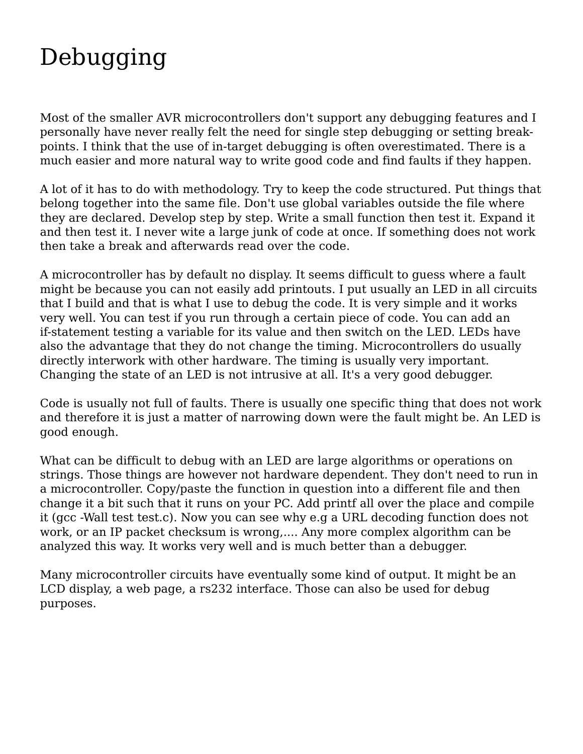# Debugging

Most of the smaller AVR microcontrollers don't support any debugging features and I personally have never really felt the need for single step debugging or setting break-points. I think that the use of in-target debugging is often overestimated. There is a much easier and more natural way to write good code and find faults if they happen.

A lot of it has to do with methodology. Try to keep the code structured. Put things that belong together into the same file. Don't use global variables outside the file where they are declared. Develop step by step. Write a small function then test it. Expand it and then test it. I never wite a large junk of code at once. If something does not work then take a break and afterwards read over the code.

A microcontroller has by default no display. It seems difficult to guess where a fault might be because you can not easily add printouts. I put usually an LED in all circuits that I build and that is what I use to debug the code. It is very simple and it works very well. You can test if you run through a certain piece of code. You can add an if-statement testing a variable for its value and then switch on the LED. LEDs have also the advantage that they do not change the timing. Microcontrollers do usually directly interwork with other hardware. The timing is usually very important. Changing the state of an LED is not intrusive at all. It's a very good debugger.

Code is usually not full of faults. There is usually one specific thing that does not work and therefore it is just a matter of narrowing down were the fault might be. An LED is good enough.

What can be difficult to debug with an LED are large algorithms or operations on strings. Those things are however not hardware dependent. They don't need to run in a microcontroller. Copy/paste the function in question into a different file and then change it a bit such that it runs on your PC. Add printf all over the place and compile it (gcc -Wall test test.c). Now you can see why e.g a URL decoding function does not work, or an IP packet checksum is wrong,.... Any more complex algorithm can be analyzed this way. It works very well and is much better than a debugger.

Many microcontroller circuits have eventually some kind of output. It might be an LCD display, a web page, a rs232 interface. Those can also be used for debug purposes.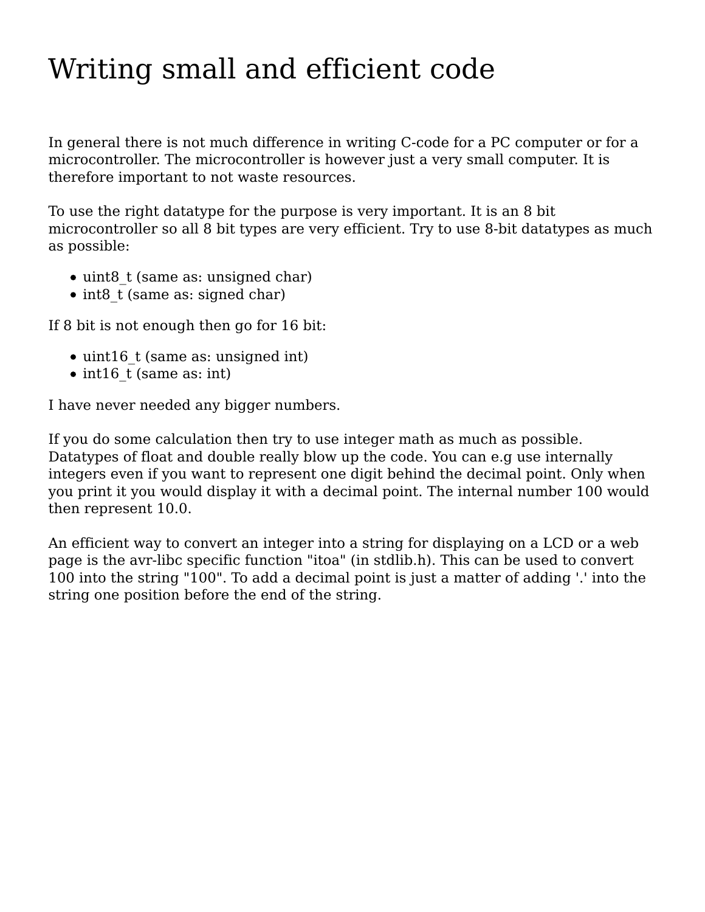# Writing small and efficient code

In general there is not much difference in writing C-code for a PC computer or for a microcontroller. The microcontroller is however just a very small computer. It is therefore important to not waste resources.

To use the right datatype for the purpose is very important. It is an 8 bit microcontroller so all 8 bit types are very efficient. Try to use 8-bit datatypes as much as possible:

- uint8_t (same as: unsigned char)
- int8_t (same as: signed char)

If 8 bit is not enough then go for 16 bit:

- uint16_t (same as: unsigned int)
- int16_t (same as: int)

I have never needed any bigger numbers.

If you do some calculation then try to use integer math as much as possible. Datatypes of float and double really blow up the code. You can e.g use internally integers even if you want to represent one digit behind the decimal point. Only when you print it you would display it with a decimal point. The internal number 100 would then represent 10.0.

An efficient way to convert an integer into a string for displaying on a LCD or a web page is the avr-libc specific function "itoa" (in stdlib.h). This can be used to convert 100 into the string "100". To add a decimal point is just a matter of adding '.' into the string one position before the end of the string.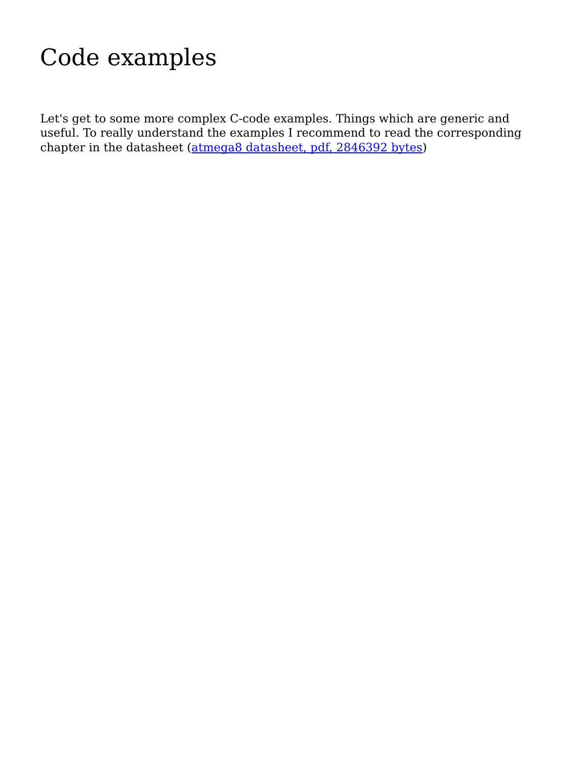# Code examples

Let's get to some more complex C-code examples. Things which are generic and useful. To really understand the examples I recommend to read the corresponding chapter in the datasheet (atmega8 datasheet, pdf, 2846392 bytes)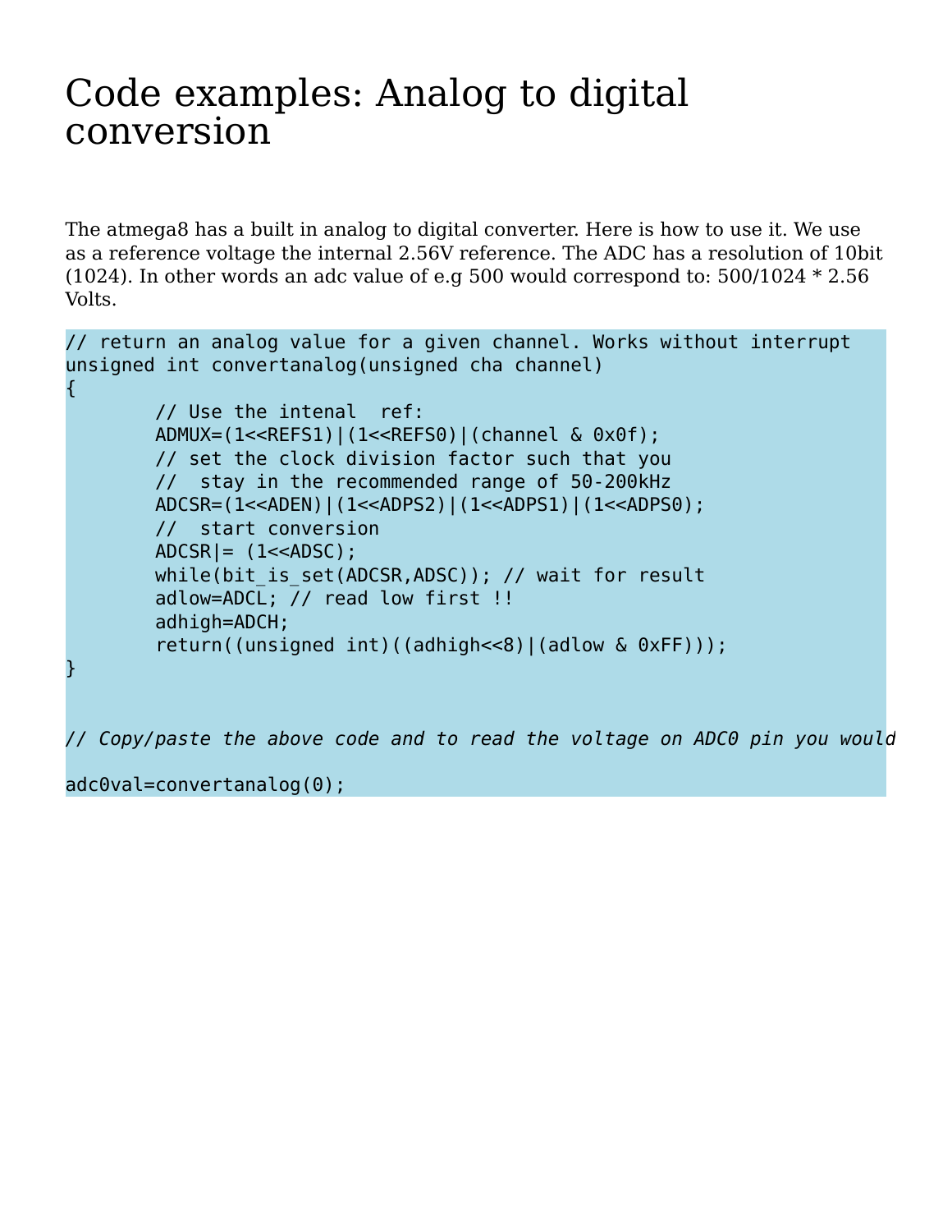# Code examples: Analog to digital conversion

The atmega8 has a built in analog to digital converter. Here is how to use it. We use as a reference voltage the internal 2.56V reference. The ADC has a resolution of 10bit (1024). In other words an adc value of e.g 500 would correspond to: 500/1024 * 2.56 Volts.

```
// return an analog value for a given channel. Works without interrupt
unsigned int convertanalog(unsigned cha channel)
{
        // Use the intenal  ref:
        ADMUX=(1<<REFS1)|(1<<REFS0)|(channel & 0x0f);
        // set the clock division factor such that you
        //  stay in the recommended range of 50-200kHz
        ADCSR=(1<<ADEN)|(1<<ADPS2)|(1<<ADPS1)|(1<<ADPS0);
        //  start conversion
        ADCSR|= (1<<ADSC);
        while(bit_is_set(ADCSR,ADSC)); // wait for result
        adlow=ADCL; // read low first !!
        adhigh=ADCH;
        return((unsigned int)((adhigh<<8)|(adlow & 0xFF)));
}


// Copy/paste the above code and to read the voltage on ADC0 pin you would

adc0val=convertanalog(0);
```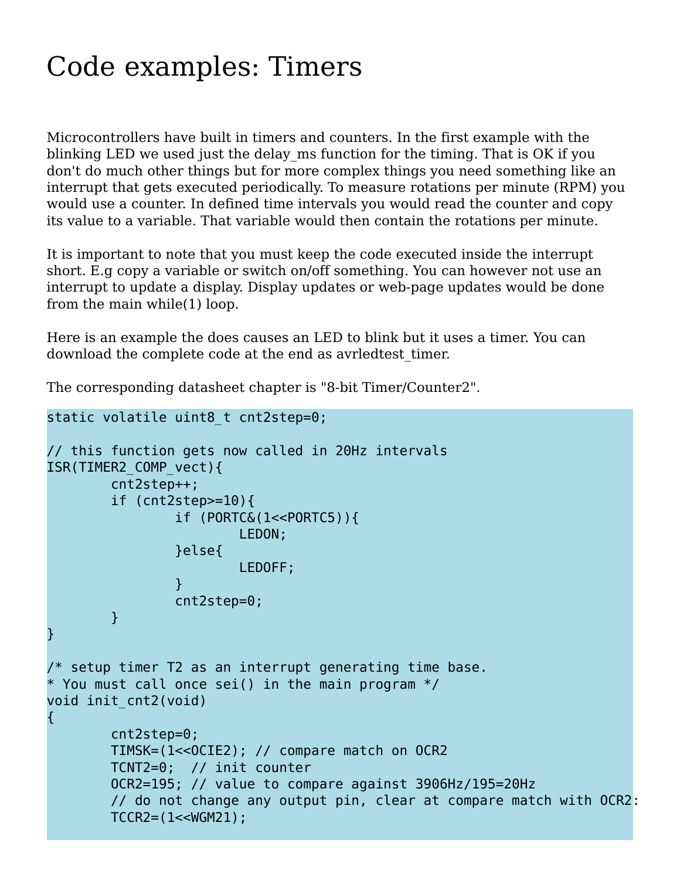# Code examples: Timers

Microcontrollers have built in timers and counters. In the first example with the blinking LED we used just the delay_ms function for the timing. That is OK if you don't do much other things but for more complex things you need something like an interrupt that gets executed periodically. To measure rotations per minute (RPM) you would use a counter. In defined time intervals you would read the counter and copy its value to a variable. That variable would then contain the rotations per minute.

It is important to note that you must keep the code executed inside the interrupt short. E.g copy a variable or switch on/off something. You can however not use an interrupt to update a display. Display updates or web-page updates would be done from the main while(1) loop.

Here is an example the does causes an LED to blink but it uses a timer. You can download the complete code at the end as avrledtest_timer.

The corresponding datasheet chapter is "8-bit Timer/Counter2".

```
static volatile uint8_t cnt2step=0;

// this function gets now called in 20Hz intervals
ISR(TIMER2_COMP_vect){
        cnt2step++;
        if (cnt2step>=10){
                if (PORTC&(1<<PORTC5)){
                        LEDON;
                }else{
                        LEDOFF;
                }
                cnt2step=0;
        }
}

/* setup timer T2 as an interrupt generating time base.
* You must call once sei() in the main program */
void init_cnt2(void)
{
        cnt2step=0;
        TIMSK=(1<<OCIE2); // compare match on OCR2
        TCNT2=0;  // init counter
        OCR2=195; // value to compare against 3906Hz/195=20Hz
        // do not change any output pin, clear at compare match with OCR2:
        TCCR2=(1<<WGM21);
```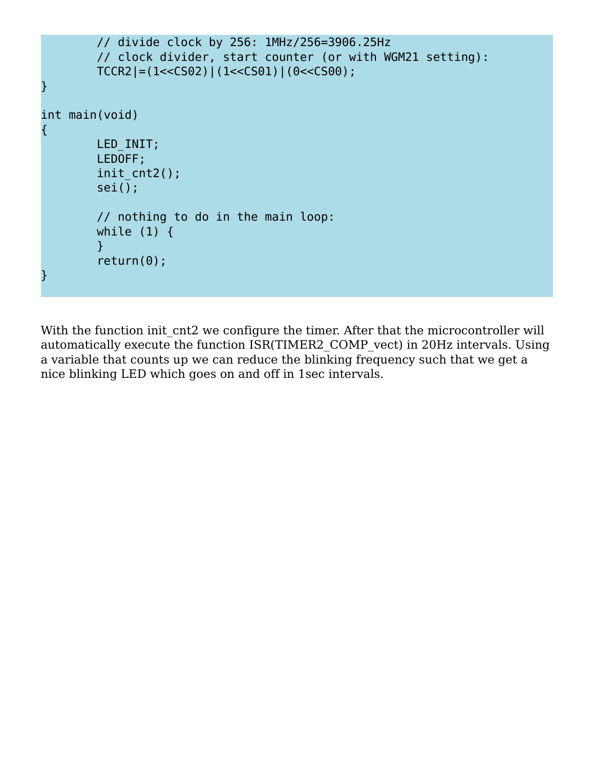```
        // divide clock by 256: 1MHz/256=3906.25Hz
        // clock divider, start counter (or with WGM21 setting):
        TCCR2|=(1<<CS02)|(1<<CS01)|(0<<CS00);
}

int main(void)
{
        LED_INIT;
        LEDOFF;
        init_cnt2();
        sei();

        // nothing to do in the main loop:
        while (1) {
        }
        return(0);
}
```

With the function init_cnt2 we configure the timer. After that the microcontroller will automatically execute the function ISR(TIMER2_COMP_vect) in 20Hz intervals. Using a variable that counts up we can reduce the blinking frequency such that we get a nice blinking LED which goes on and off in 1sec intervals.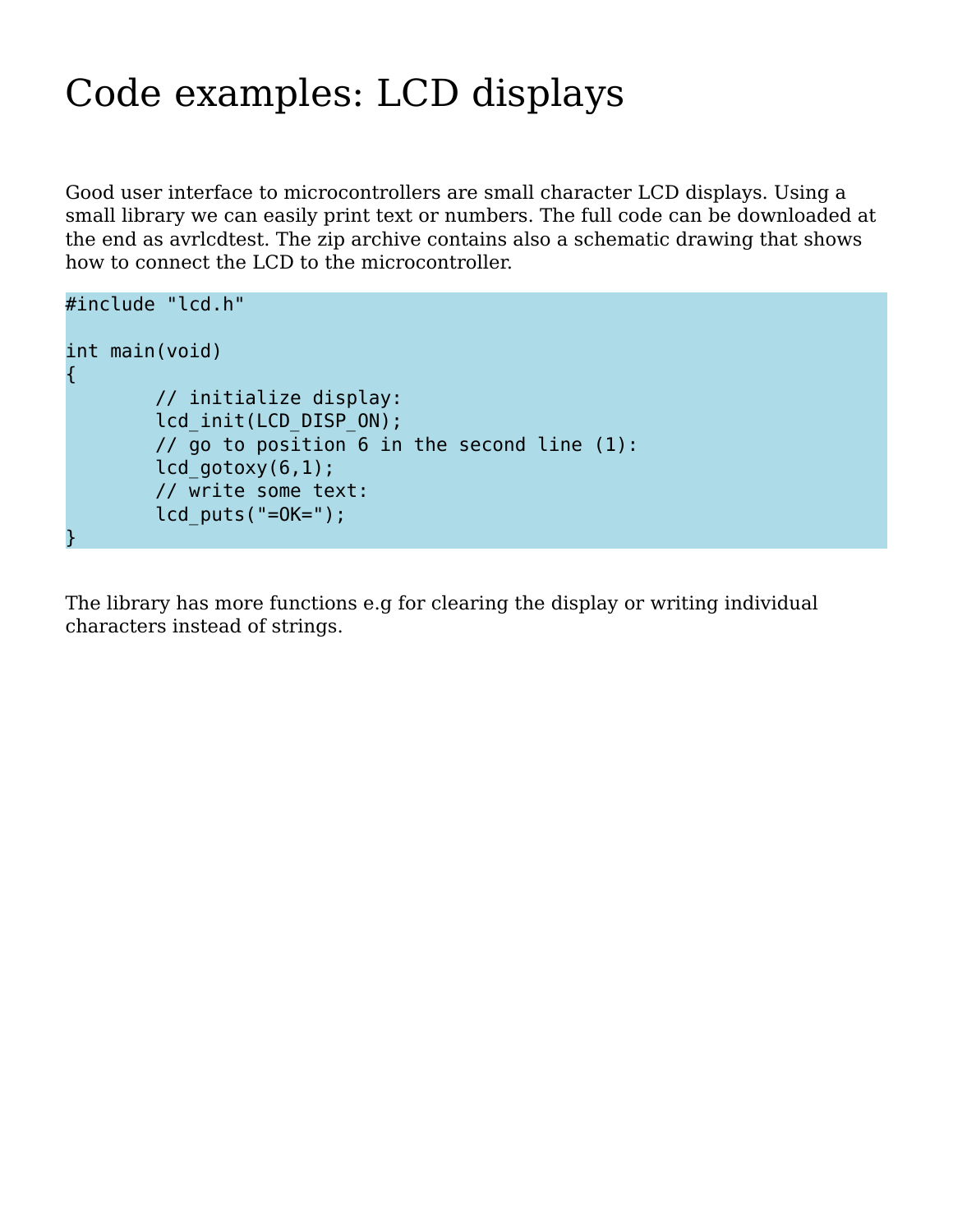# Code examples: LCD displays

Good user interface to microcontrollers are small character LCD displays. Using a small library we can easily print text or numbers. The full code can be downloaded at the end as avrlcdtest. The zip archive contains also a schematic drawing that shows how to connect the LCD to the microcontroller.

```
#include "lcd.h"

int main(void)
{
        // initialize display:
        lcd_init(LCD_DISP_ON);
        // go to position 6 in the second line (1):
        lcd_gotoxy(6,1);
        // write some text:
        lcd_puts("=OK=");
}
```

The library has more functions e.g for clearing the display or writing individual characters instead of strings.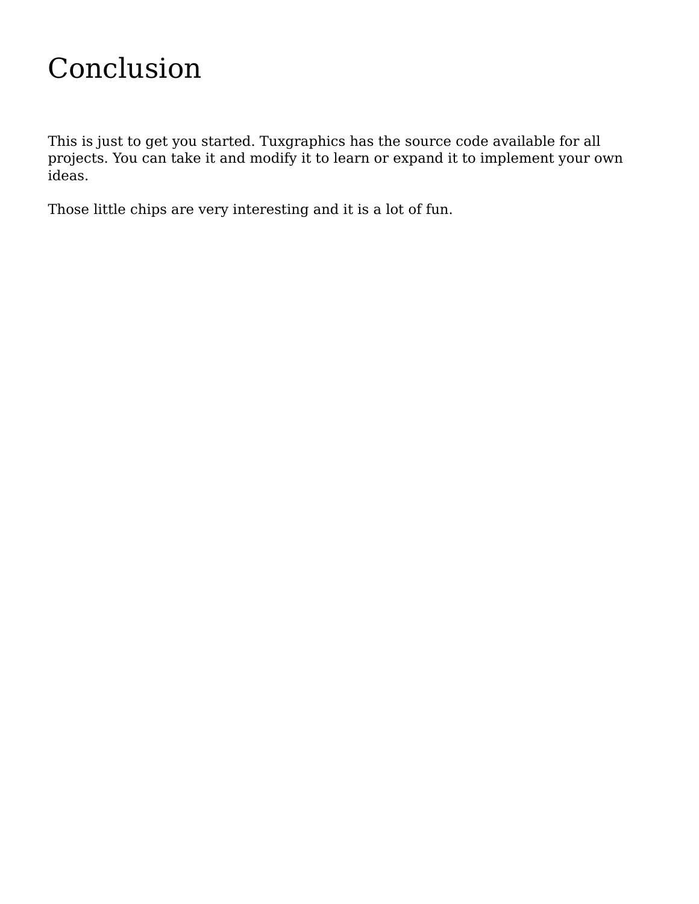# Conclusion

This is just to get you started. Tuxgraphics has the source code available for all projects. You can take it and modify it to learn or expand it to implement your own ideas.

Those little chips are very interesting and it is a lot of fun.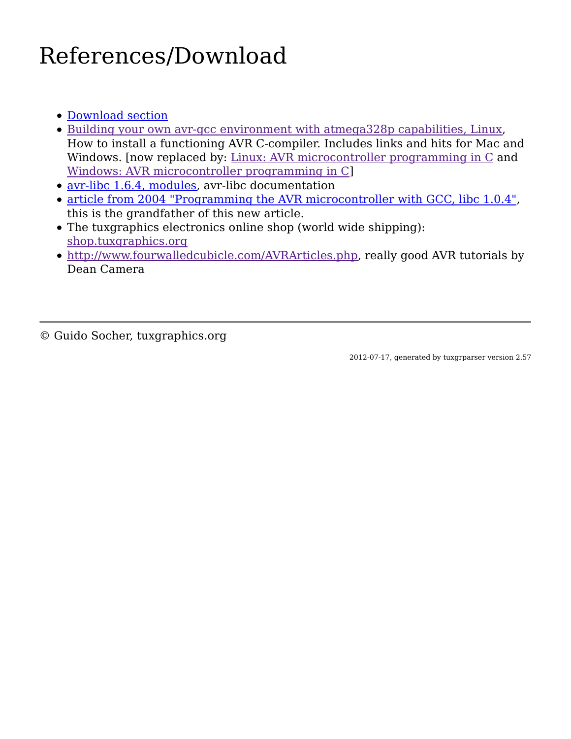# References/Download

- Download section
- Building your own avr-gcc environment with atmega328p capabilities, Linux, How to install a functioning AVR C-compiler. Includes links and hits for Mac and Windows. [now replaced by: Linux: AVR microcontroller programming in C and Windows: AVR microcontroller programming in C]
- avr-libc 1.6.4, modules, avr-libc documentation
- article from 2004 "Programming the AVR microcontroller with GCC, libc 1.0.4", this is the grandfather of this new article.
- The tuxgraphics electronics online shop (world wide shipping): shop.tuxgraphics.org
- http://www.fourwalledcubicle.com/AVRArticles.php, really good AVR tutorials by Dean Camera

---

© Guido Socher, tuxgraphics.org

2012-07-17, generated by tuxgrparser version 2.57